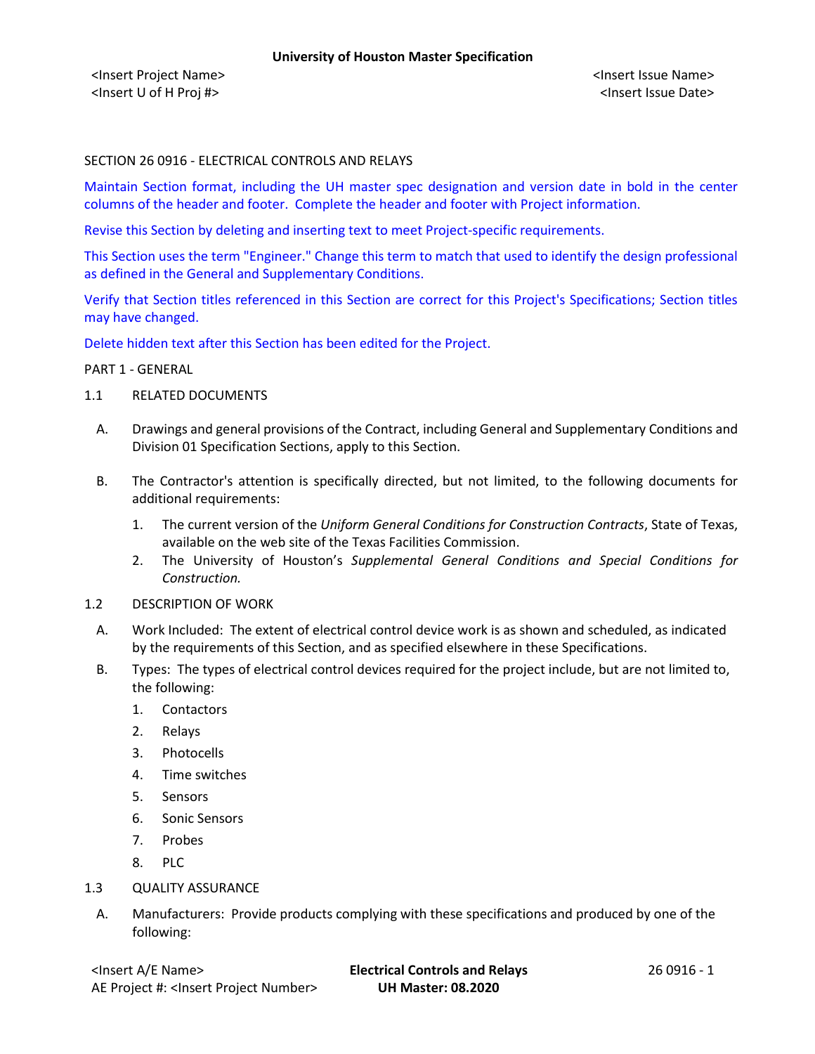SECTION 26 0916 - ELECTRICAL CONTROLS AND RELAYS

Maintain Section format, including the UH master spec designation and version date in bold in the center columns of the header and footer. Complete the header and footer with Project information.

Revise this Section by deleting and inserting text to meet Project-specific requirements.

This Section uses the term "Engineer." Change this term to match that used to identify the design professional as defined in the General and Supplementary Conditions.

Verify that Section titles referenced in this Section are correct for this Project's Specifications; Section titles may have changed.

Delete hidden text after this Section has been edited for the Project.

PART 1 - GENERAL

1.1 RELATED DOCUMENTS

A. Drawings and general provisions of the Contract, including General and Supplementary Conditions and Division 01 Specification Sections, apply to this Section.

B. The Contractor's attention is specifically directed, but not limited, to the following documents for additional requirements:

1. The current version of the *Uniform General Conditions for Construction Contracts*, State of Texas, available on the web site of the Texas Facilities Commission.
2. The University of Houston's *Supplemental General Conditions and Special Conditions for Construction.*

1.2 DESCRIPTION OF WORK

A. Work Included: The extent of electrical control device work is as shown and scheduled, as indicated by the requirements of this Section, and as specified elsewhere in these Specifications.

B. Types: The types of electrical control devices required for the project include, but are not limited to, the following:

1. Contactors
2. Relays
3. Photocells
4. Time switches
5. Sensors
6. Sonic Sensors
7. Probes
8. PLC

1.3 QUALITY ASSURANCE

A. Manufacturers: Provide products complying with these specifications and produced by one of the following: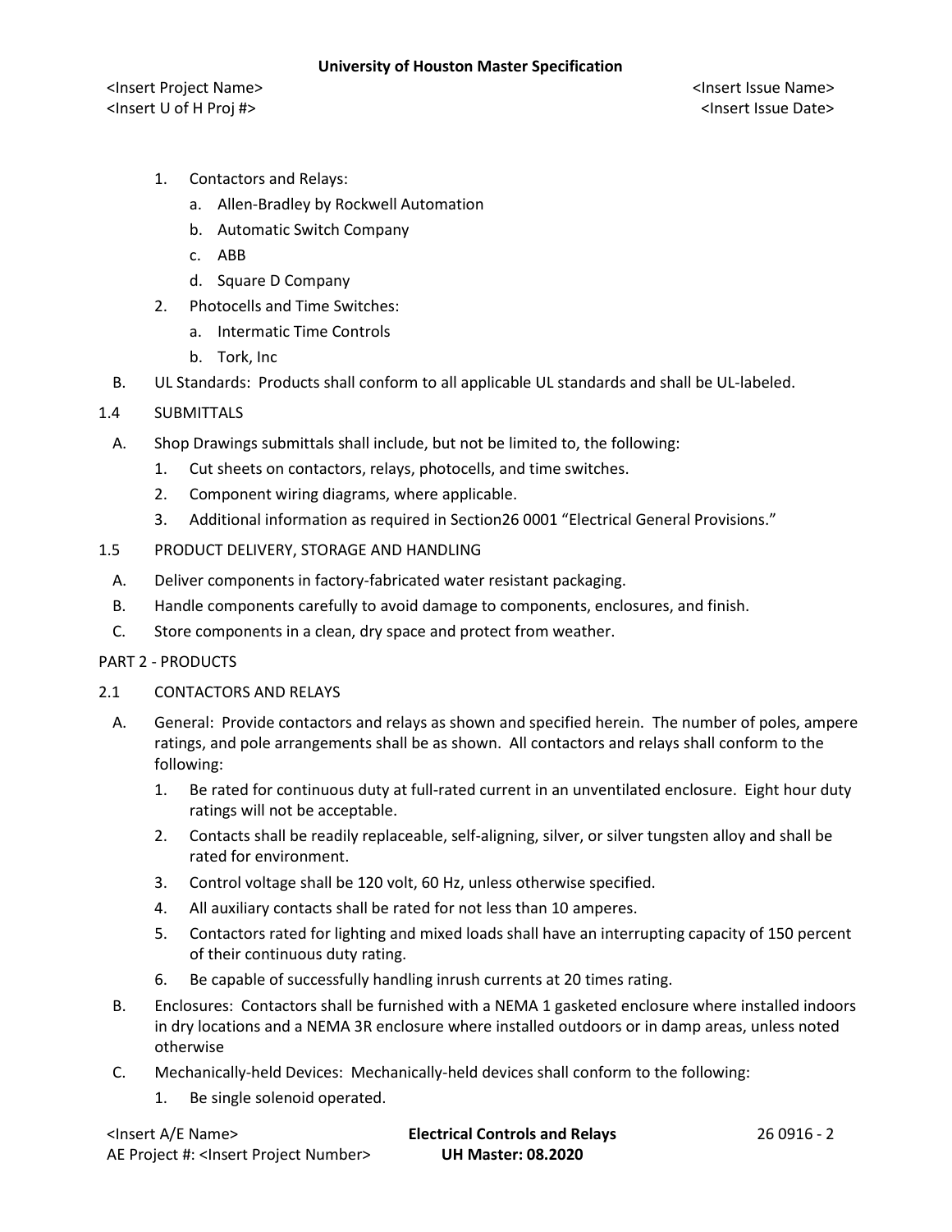1. Contactors and Relays:
    a. Allen-Bradley by Rockwell Automation
    b. Automatic Switch Company
    c. ABB
    d. Square D Company
2. Photocells and Time Switches:
    a. Intermatic Time Controls
    b. Tork, Inc

B. UL Standards: Products shall conform to all applicable UL standards and shall be UL-labeled.

1.4 SUBMITTALS

A. Shop Drawings submittals shall include, but not be limited to, the following:
    1. Cut sheets on contactors, relays, photocells, and time switches.
    2. Component wiring diagrams, where applicable.
    3. Additional information as required in Section26 0001 "Electrical General Provisions."

1.5 PRODUCT DELIVERY, STORAGE AND HANDLING

A. Deliver components in factory-fabricated water resistant packaging.

B. Handle components carefully to avoid damage to components, enclosures, and finish.

C. Store components in a clean, dry space and protect from weather.

PART 2 - PRODUCTS

2.1 CONTACTORS AND RELAYS

A. General: Provide contactors and relays as shown and specified herein. The number of poles, ampere ratings, and pole arrangements shall be as shown. All contactors and relays shall conform to the following:
    1. Be rated for continuous duty at full-rated current in an unventilated enclosure. Eight hour duty ratings will not be acceptable.
    2. Contacts shall be readily replaceable, self-aligning, silver, or silver tungsten alloy and shall be rated for environment.
    3. Control voltage shall be 120 volt, 60 Hz, unless otherwise specified.
    4. All auxiliary contacts shall be rated for not less than 10 amperes.
    5. Contactors rated for lighting and mixed loads shall have an interrupting capacity of 150 percent of their continuous duty rating.
    6. Be capable of successfully handling inrush currents at 20 times rating.

B. Enclosures: Contactors shall be furnished with a NEMA 1 gasketed enclosure where installed indoors in dry locations and a NEMA 3R enclosure where installed outdoors or in damp areas, unless noted otherwise

C. Mechanically-held Devices: Mechanically-held devices shall conform to the following:
    1. Be single solenoid operated.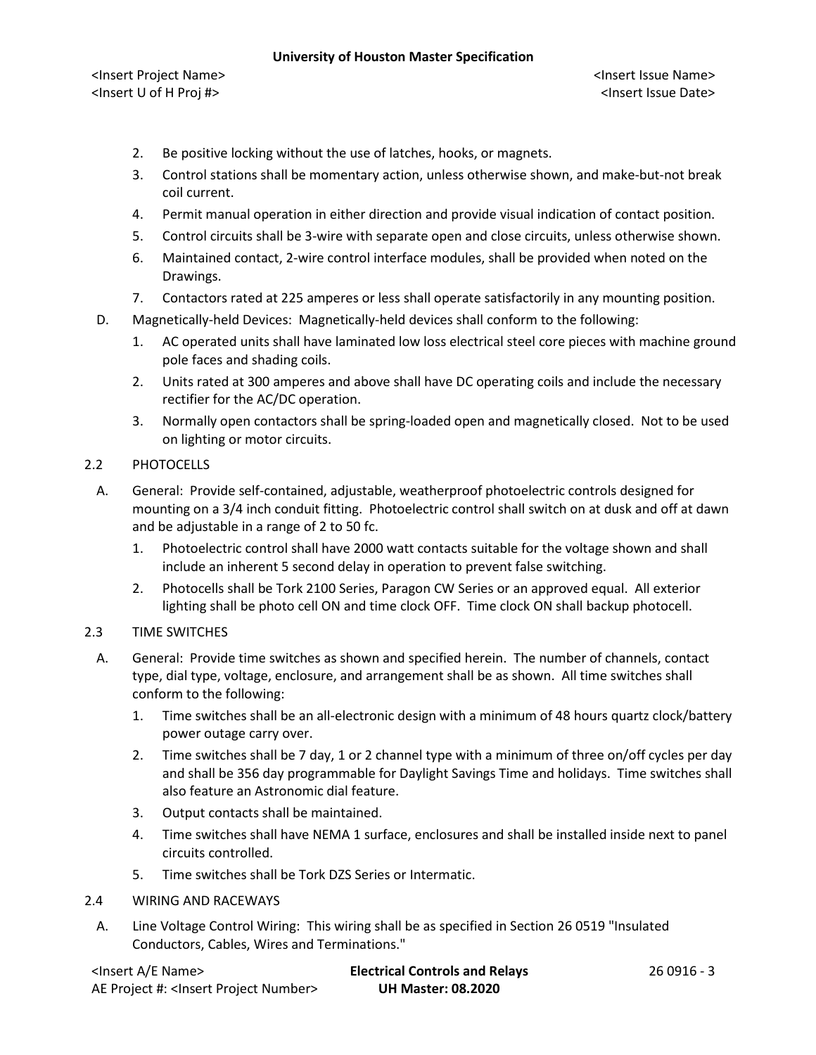2. Be positive locking without the use of latches, hooks, or magnets.
3. Control stations shall be momentary action, unless otherwise shown, and make-but-not break coil current.
4. Permit manual operation in either direction and provide visual indication of contact position.
5. Control circuits shall be 3-wire with separate open and close circuits, unless otherwise shown.
6. Maintained contact, 2-wire control interface modules, shall be provided when noted on the Drawings.
7. Contactors rated at 225 amperes or less shall operate satisfactorily in any mounting position.

D. Magnetically-held Devices: Magnetically-held devices shall conform to the following:

1. AC operated units shall have laminated low loss electrical steel core pieces with machine ground pole faces and shading coils.
2. Units rated at 300 amperes and above shall have DC operating coils and include the necessary rectifier for the AC/DC operation.
3. Normally open contactors shall be spring-loaded open and magnetically closed. Not to be used on lighting or motor circuits.

## 2.2 PHOTOCELLS

A. General: Provide self-contained, adjustable, weatherproof photoelectric controls designed for mounting on a 3/4 inch conduit fitting. Photoelectric control shall switch on at dusk and off at dawn and be adjustable in a range of 2 to 50 fc.

1. Photoelectric control shall have 2000 watt contacts suitable for the voltage shown and shall include an inherent 5 second delay in operation to prevent false switching.
2. Photocells shall be Tork 2100 Series, Paragon CW Series or an approved equal. All exterior lighting shall be photo cell ON and time clock OFF. Time clock ON shall backup photocell.

## 2.3 TIME SWITCHES

A. General: Provide time switches as shown and specified herein. The number of channels, contact type, dial type, voltage, enclosure, and arrangement shall be as shown. All time switches shall conform to the following:

1. Time switches shall be an all-electronic design with a minimum of 48 hours quartz clock/battery power outage carry over.
2. Time switches shall be 7 day, 1 or 2 channel type with a minimum of three on/off cycles per day and shall be 356 day programmable for Daylight Savings Time and holidays. Time switches shall also feature an Astronomic dial feature.
3. Output contacts shall be maintained.
4. Time switches shall have NEMA 1 surface, enclosures and shall be installed inside next to panel circuits controlled.
5. Time switches shall be Tork DZS Series or Intermatic.

## 2.4 WIRING AND RACEWAYS

A. Line Voltage Control Wiring: This wiring shall be as specified in Section 26 0519 "Insulated Conductors, Cables, Wires and Terminations."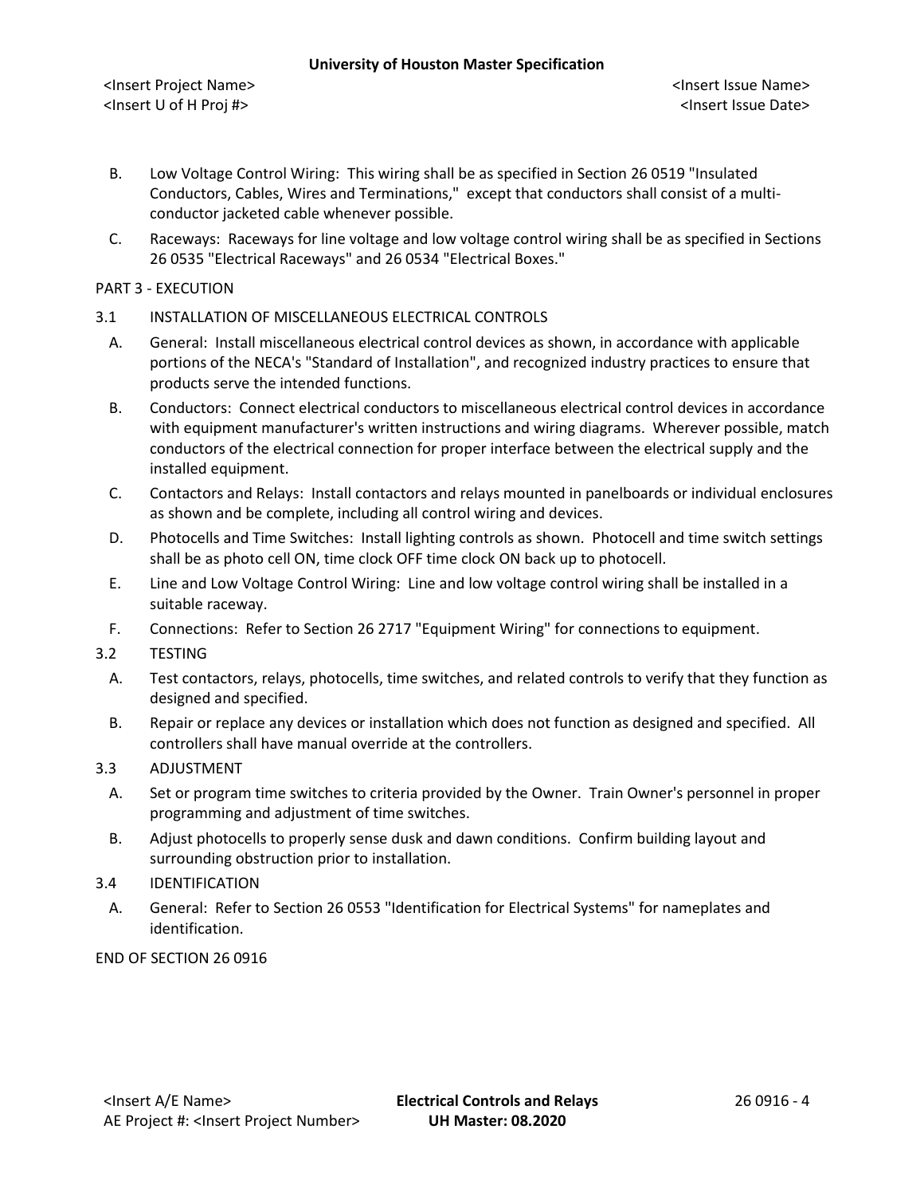B. Low Voltage Control Wiring: This wiring shall be as specified in Section 26 0519 "Insulated Conductors, Cables, Wires and Terminations," except that conductors shall consist of a multi-conductor jacketed cable whenever possible.

C. Raceways: Raceways for line voltage and low voltage control wiring shall be as specified in Sections 26 0535 "Electrical Raceways" and 26 0534 "Electrical Boxes."

## PART 3 - EXECUTION

### 3.1 INSTALLATION OF MISCELLANEOUS ELECTRICAL CONTROLS

A. General: Install miscellaneous electrical control devices as shown, in accordance with applicable portions of the NECA's "Standard of Installation", and recognized industry practices to ensure that products serve the intended functions.

B. Conductors: Connect electrical conductors to miscellaneous electrical control devices in accordance with equipment manufacturer's written instructions and wiring diagrams. Wherever possible, match conductors of the electrical connection for proper interface between the electrical supply and the installed equipment.

C. Contactors and Relays: Install contactors and relays mounted in panelboards or individual enclosures as shown and be complete, including all control wiring and devices.

D. Photocells and Time Switches: Install lighting controls as shown. Photocell and time switch settings shall be as photo cell ON, time clock OFF time clock ON back up to photocell.

E. Line and Low Voltage Control Wiring: Line and low voltage control wiring shall be installed in a suitable raceway.

F. Connections: Refer to Section 26 2717 "Equipment Wiring" for connections to equipment.

### 3.2 TESTING

A. Test contactors, relays, photocells, time switches, and related controls to verify that they function as designed and specified.

B. Repair or replace any devices or installation which does not function as designed and specified. All controllers shall have manual override at the controllers.

### 3.3 ADJUSTMENT

A. Set or program time switches to criteria provided by the Owner. Train Owner's personnel in proper programming and adjustment of time switches.

B. Adjust photocells to properly sense dusk and dawn conditions. Confirm building layout and surrounding obstruction prior to installation.

### 3.4 IDENTIFICATION

A. General: Refer to Section 26 0553 "Identification for Electrical Systems" for nameplates and identification.

END OF SECTION 26 0916